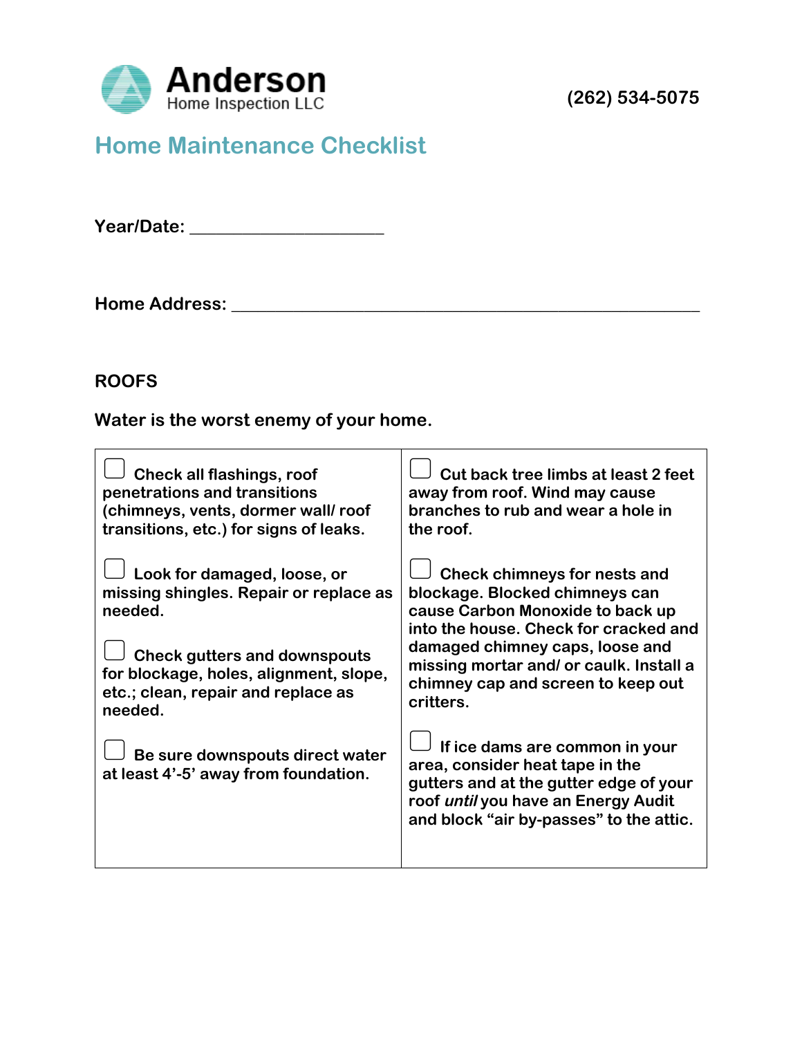**Anderson**
Home Inspection LLC

(262) 534-5075

# Home Maintenance Checklist

**Year/Date:** ____________________

**Home Address:** ________________________________________________

## ROOFS

**Water is the worst enemy of your home.**

- [ ] Check all flashings, roof penetrations and transitions (chimneys, vents, dormer wall/ roof transitions, etc.) for signs of leaks.
- [ ] Look for damaged, loose, or missing shingles. Repair or replace as needed.
- [ ] Check gutters and downspouts for blockage, holes, alignment, slope, etc.; clean, repair and replace as needed.
- [ ] Be sure downspouts direct water at least 4'-5' away from foundation.
- [ ] Cut back tree limbs at least 2 feet away from roof. Wind may cause branches to rub and wear a hole in the roof.
- [ ] Check chimneys for nests and blockage. Blocked chimneys can cause Carbon Monoxide to back up into the house. Check for cracked and damaged chimney caps, loose and missing mortar and/ or caulk. Install a chimney cap and screen to keep out critters.
- [ ] If ice dams are common in your area, consider heat tape in the gutters and at the gutter edge of your roof *until* you have an Energy Audit and block "air by-passes" to the attic.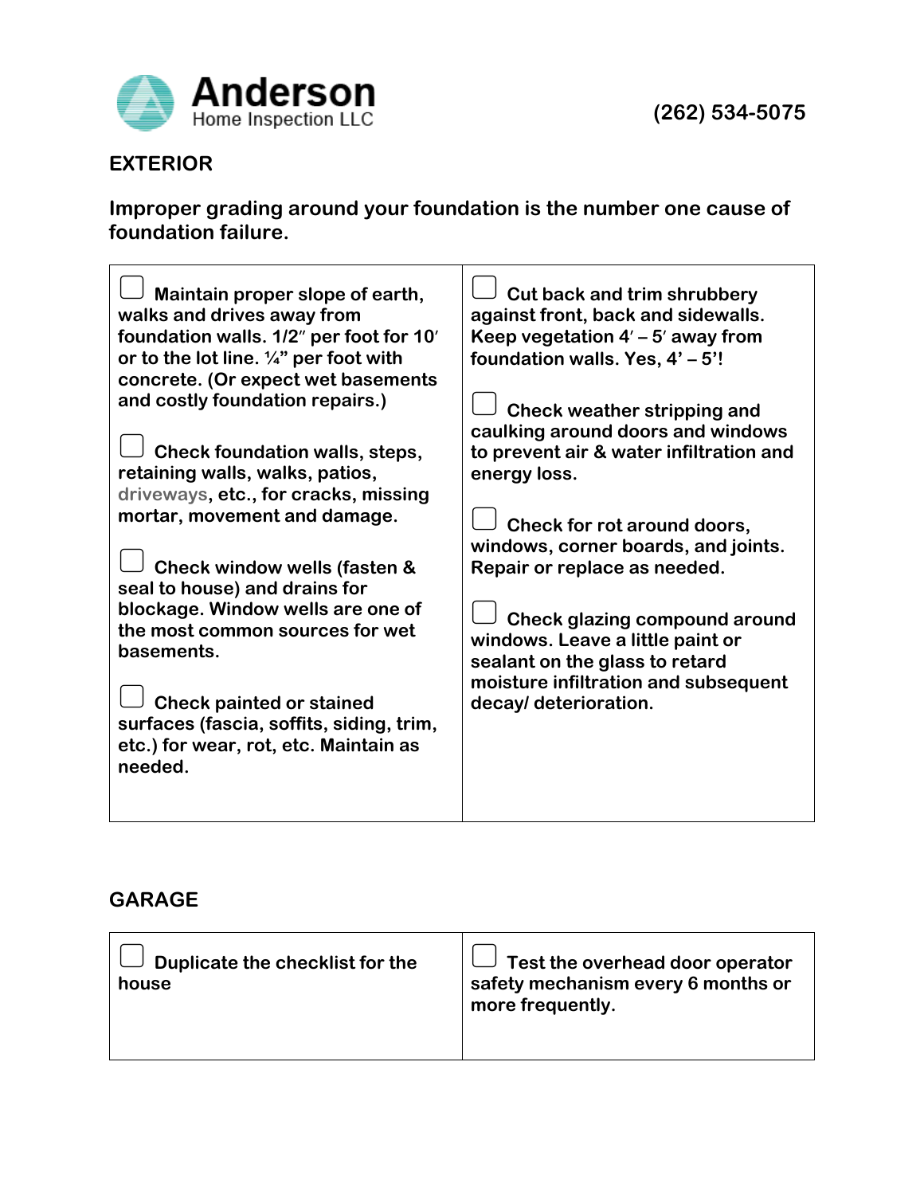**Anderson** Home Inspection LLC

(262) 534-5075

## EXTERIOR

**Improper grading around your foundation is the number one cause of foundation failure.**

| | |
|---|---|
| ☐ Maintain proper slope of earth, walks and drives away from foundation walls. 1/2″ per foot for 10′ or to the lot line. ¼” per foot with concrete. (Or expect wet basements and costly foundation repairs.)<br><br>☐ Check foundation walls, steps, retaining walls, walks, patios, driveways, etc., for cracks, missing mortar, movement and damage.<br><br>☐ Check window wells (fasten & seal to house) and drains for blockage. Window wells are one of the most common sources for wet basements.<br><br>☐ Check painted or stained surfaces (fascia, soffits, siding, trim, etc.) for wear, rot, etc. Maintain as needed. | ☐ Cut back and trim shrubbery against front, back and sidewalls. Keep vegetation 4′ – 5′ away from foundation walls. Yes, 4’ – 5’!<br><br>☐ Check weather stripping and caulking around doors and windows to prevent air & water infiltration and energy loss.<br><br>☐ Check for rot around doors, windows, corner boards, and joints. Repair or replace as needed.<br><br>☐ Check glazing compound around windows. Leave a little paint or sealant on the glass to retard moisture infiltration and subsequent decay/ deterioration. |

## GARAGE

| | |
|---|---|
| ☐ Duplicate the checklist for the house | ☐ Test the overhead door operator safety mechanism every 6 months or more frequently. |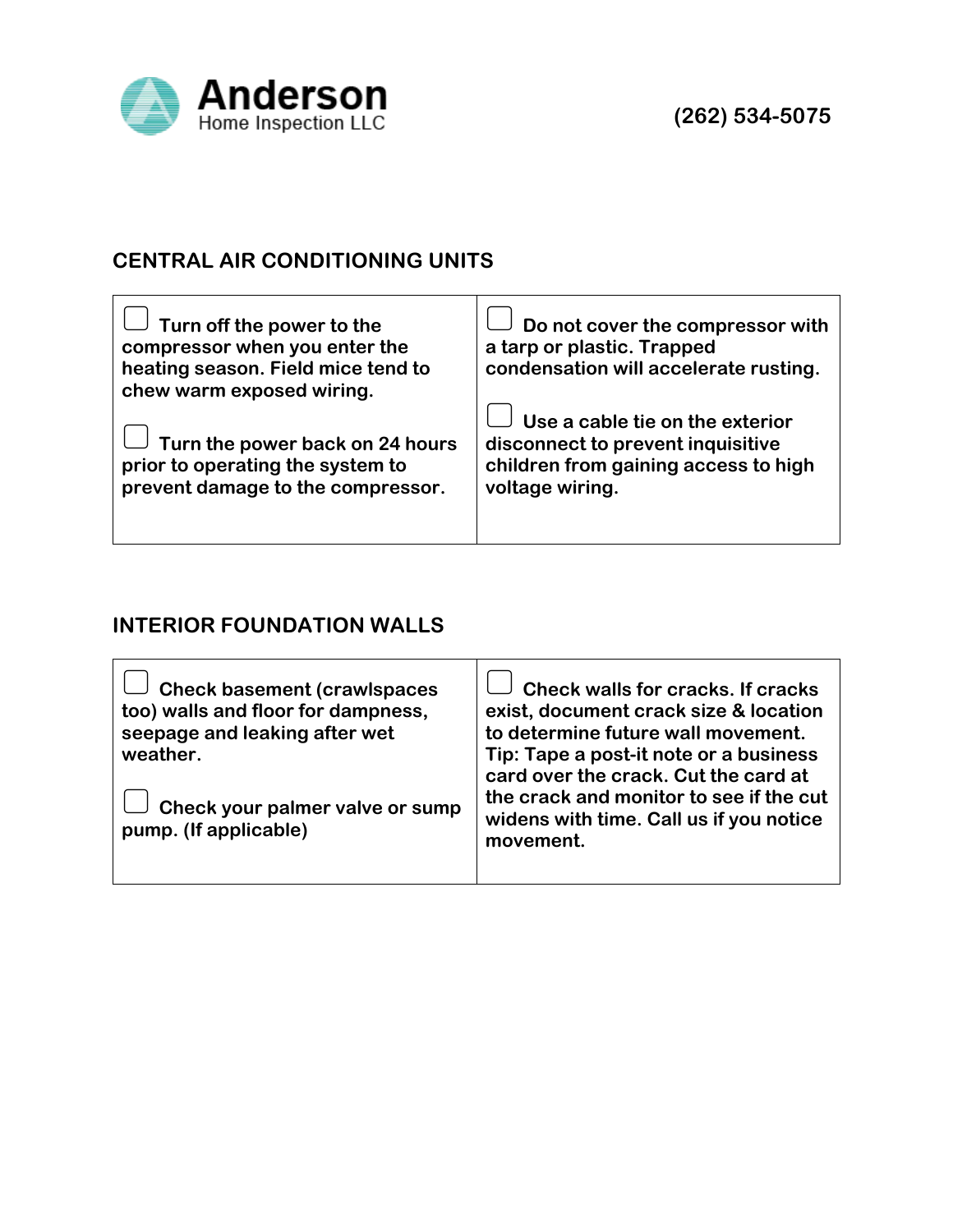# Anderson
Home Inspection LLC

(262) 534-5075

## CENTRAL AIR CONDITIONING UNITS

| | |
|---|---|
| ☐ Turn off the power to the compressor when you enter the heating season. Field mice tend to chew warm exposed wiring.<br><br>☐ Turn the power back on 24 hours prior to operating the system to prevent damage to the compressor. | ☐ Do not cover the compressor with a tarp or plastic. Trapped condensation will accelerate rusting.<br><br>☐ Use a cable tie on the exterior disconnect to prevent inquisitive children from gaining access to high voltage wiring. |

## INTERIOR FOUNDATION WALLS

| | |
|---|---|
| ☐ Check basement (crawlspaces too) walls and floor for dampness, seepage and leaking after wet weather.<br><br>☐ Check your palmer valve or sump pump. (If applicable) | ☐ Check walls for cracks. If cracks exist, document crack size & location to determine future wall movement. Tip: Tape a post-it note or a business card over the crack. Cut the card at the crack and monitor to see if the cut widens with time. Call us if you notice movement. |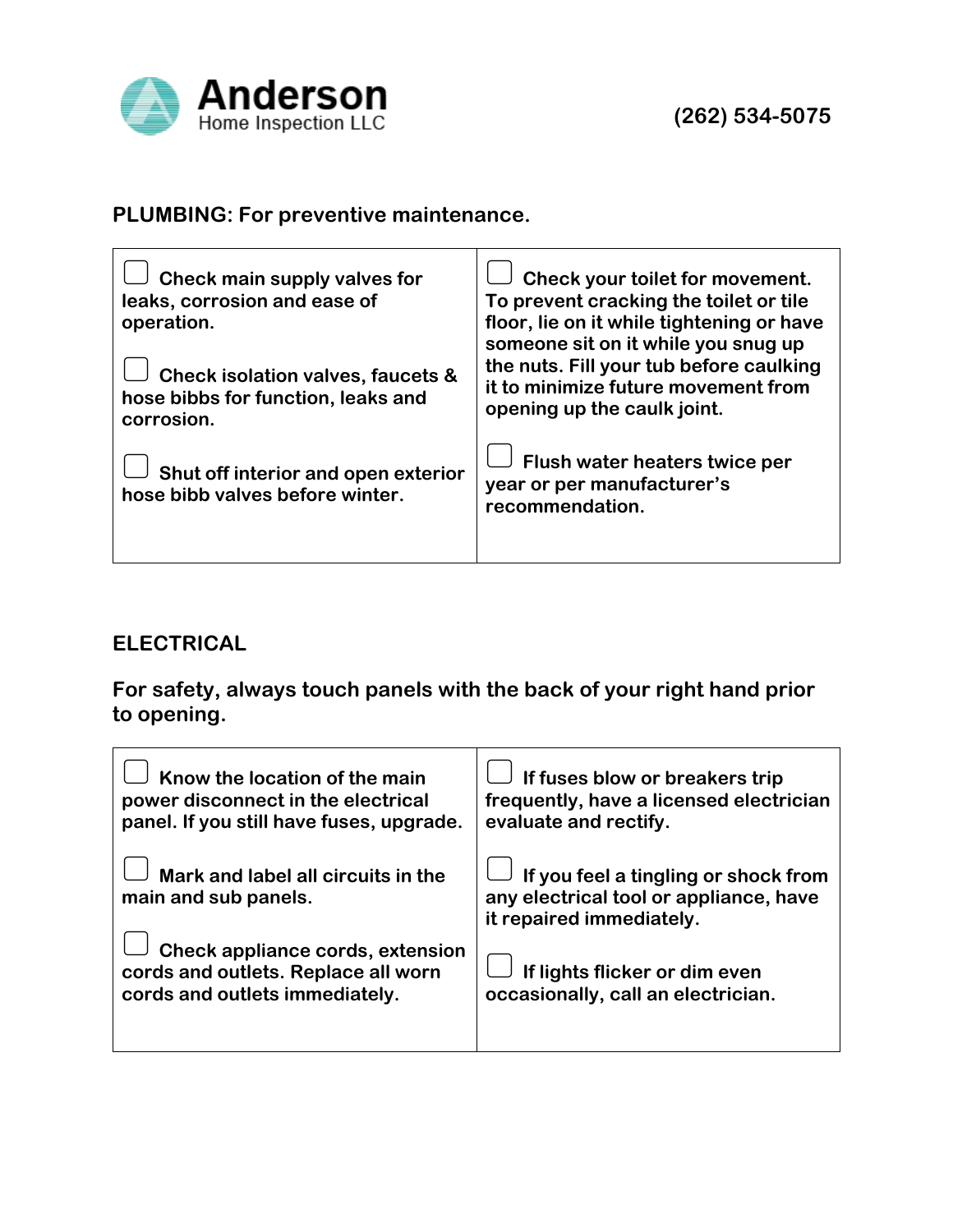**Anderson** Home Inspection LLC

**(262) 534-5075**

## PLUMBING: For preventive maintenance.

| | |
|---|---|
| ☐ Check main supply valves for leaks, corrosion and ease of operation.<br><br>☐ Check isolation valves, faucets & hose bibbs for function, leaks and corrosion.<br><br>☐ Shut off interior and open exterior hose bibb valves before winter. | ☐ Check your toilet for movement. To prevent cracking the toilet or tile floor, lie on it while tightening or have someone sit on it while you snug up the nuts. Fill your tub before caulking it to minimize future movement from opening up the caulk joint.<br><br>☐ Flush water heaters twice per year or per manufacturer's recommendation. |

## ELECTRICAL

**For safety, always touch panels with the back of your right hand prior to opening.**

| | |
|---|---|
| ☐ Know the location of the main power disconnect in the electrical panel. If you still have fuses, upgrade.<br><br>☐ Mark and label all circuits in the main and sub panels.<br><br>☐ Check appliance cords, extension cords and outlets. Replace all worn cords and outlets immediately. | ☐ If fuses blow or breakers trip frequently, have a licensed electrician evaluate and rectify.<br><br>☐ If you feel a tingling or shock from any electrical tool or appliance, have it repaired immediately.<br><br>☐ If lights flicker or dim even occasionally, call an electrician. |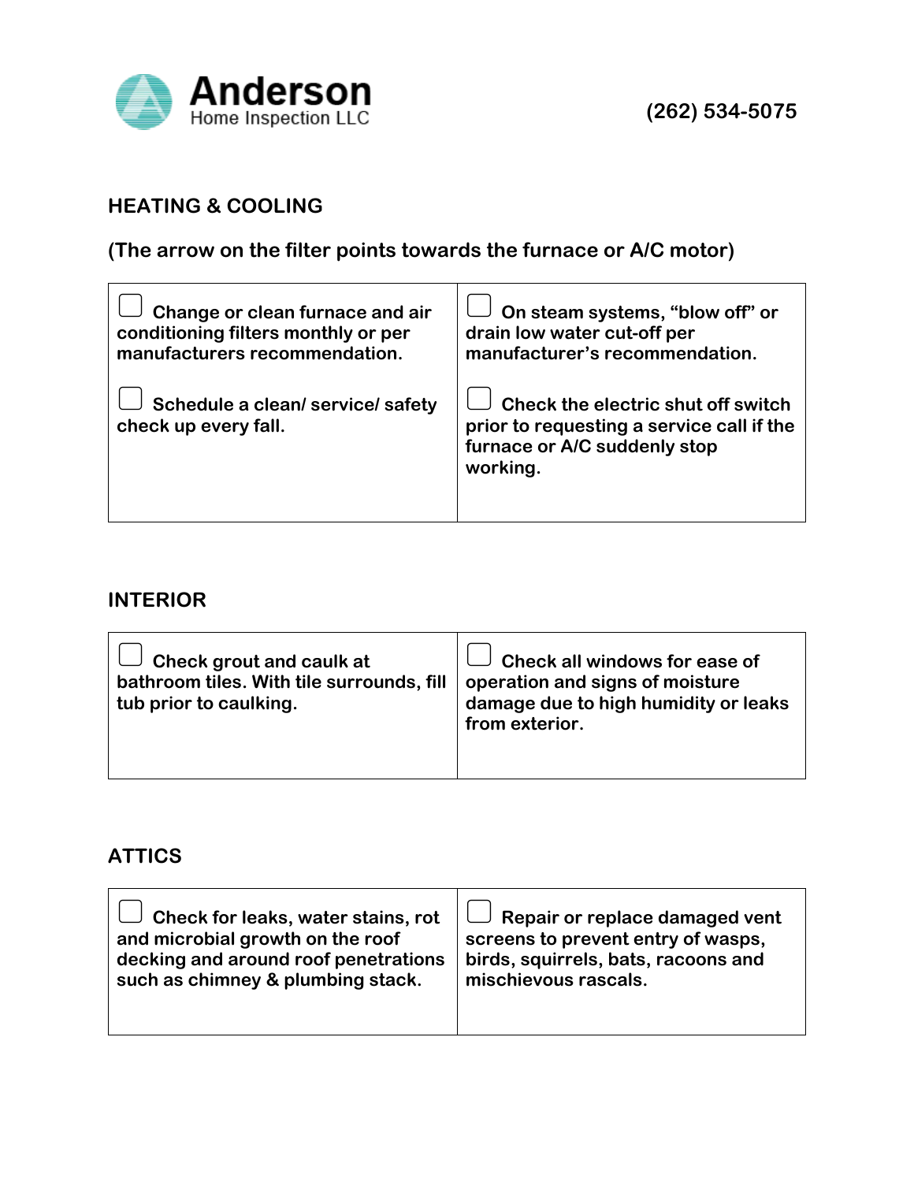**Anderson**
Home Inspection LLC

(262) 534-5075

## HEATING & COOLING

**(The arrow on the filter points towards the furnace or A/C motor)**

| | |
|---|---|
| ☐ Change or clean furnace and air conditioning filters monthly or per manufacturers recommendation.<br><br>☐ Schedule a clean/ service/ safety check up every fall. | ☐ On steam systems, "blow off" or drain low water cut-off per manufacturer's recommendation.<br><br>☐ Check the electric shut off switch prior to requesting a service call if the furnace or A/C suddenly stop working. |

## INTERIOR

| | |
|---|---|
| ☐ Check grout and caulk at bathroom tiles. With tile surrounds, fill tub prior to caulking. | ☐ Check all windows for ease of operation and signs of moisture damage due to high humidity or leaks from exterior. |

## ATTICS

| | |
|---|---|
| ☐ Check for leaks, water stains, rot and microbial growth on the roof decking and around roof penetrations such as chimney & plumbing stack. | ☐ Repair or replace damaged vent screens to prevent entry of wasps, birds, squirrels, bats, racoons and mischievous rascals. |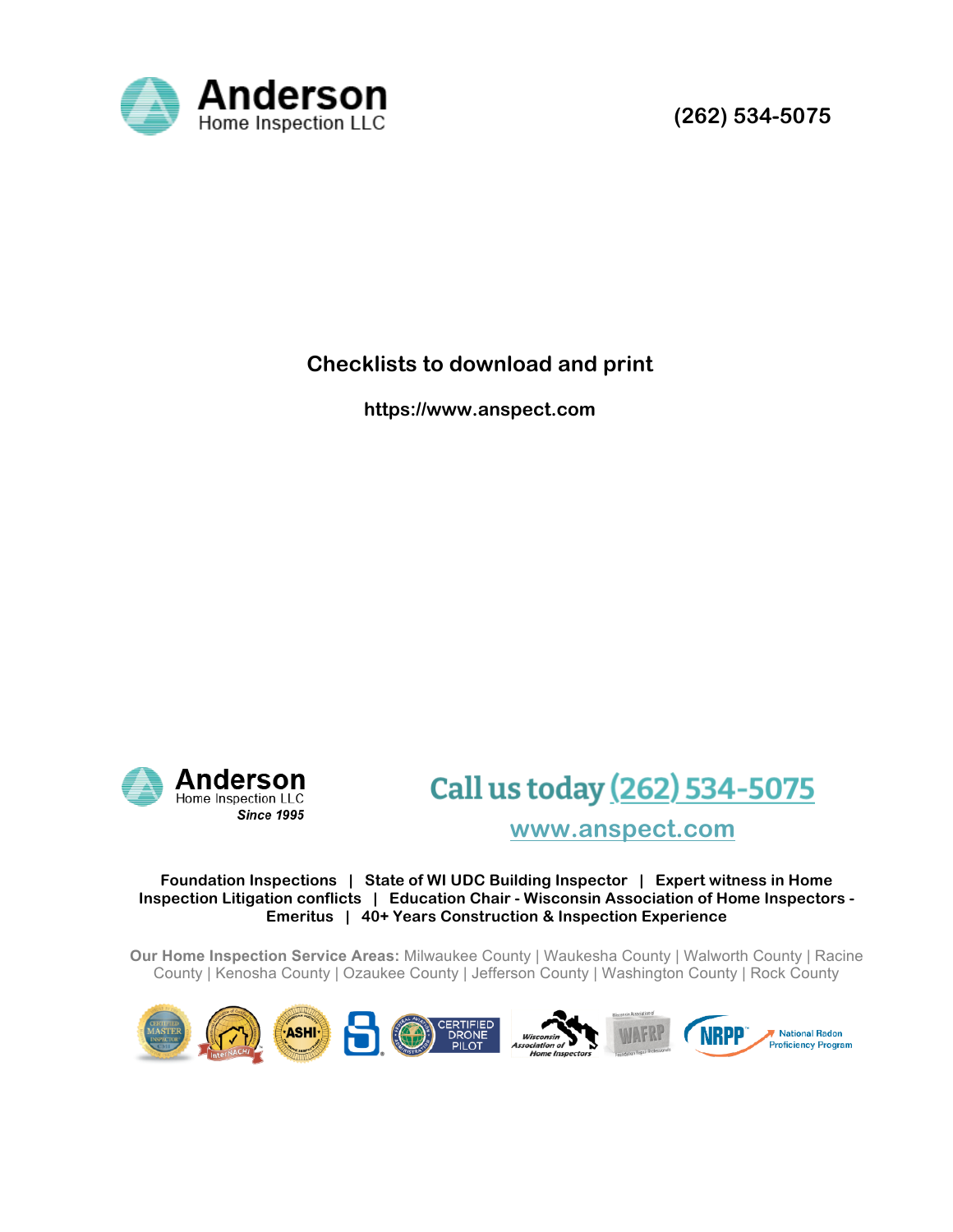**Anderson**
Home Inspection LLC

(262) 534-5075

## Checklists to download and print

**https://www.anspect.com**

**Anderson**
Home Inspection LLC
*Since 1995*

Call us today (262) 534-5075

www.anspect.com

**Foundation Inspections | State of WI UDC Building Inspector | Expert witness in Home Inspection Litigation conflicts | Education Chair - Wisconsin Association of Home Inspectors - Emeritus | 40+ Years Construction & Inspection Experience**

**Our Home Inspection Service Areas:** Milwaukee County | Waukesha County | Walworth County | Racine County | Kenosha County | Ozaukee County | Jefferson County | Washington County | Rock County